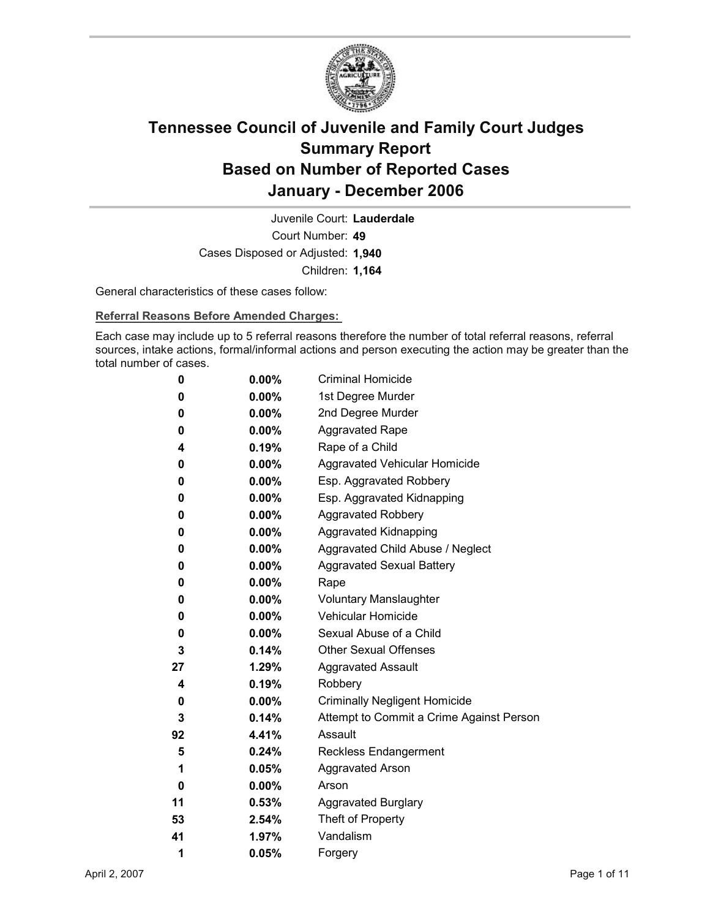# Tennessee Council of Juvenile and Family Court Judges
## Summary Report
## Based on Number of Reported Cases
## January - December 2006

Juvenile Court: **Lauderdale**

Court Number: **49**

Cases Disposed or Adjusted: **1,940**

Children: **1,164**

General characteristics of these cases follow:

**Referral Reasons Before Amended Charges:**

Each case may include up to 5 referral reasons therefore the number of total referral reasons, referral sources, intake actions, formal/informal actions and person executing the action may be greater than the total number of cases.

| Count | Percent | Referral Reason |
|---|---|---|
| 0 | 0.00% | Criminal Homicide |
| 0 | 0.00% | 1st Degree Murder |
| 0 | 0.00% | 2nd Degree Murder |
| 0 | 0.00% | Aggravated Rape |
| 4 | 0.19% | Rape of a Child |
| 0 | 0.00% | Aggravated Vehicular Homicide |
| 0 | 0.00% | Esp. Aggravated Robbery |
| 0 | 0.00% | Esp. Aggravated Kidnapping |
| 0 | 0.00% | Aggravated Robbery |
| 0 | 0.00% | Aggravated Kidnapping |
| 0 | 0.00% | Aggravated Child Abuse / Neglect |
| 0 | 0.00% | Aggravated Sexual Battery |
| 0 | 0.00% | Rape |
| 0 | 0.00% | Voluntary Manslaughter |
| 0 | 0.00% | Vehicular Homicide |
| 0 | 0.00% | Sexual Abuse of a Child |
| 3 | 0.14% | Other Sexual Offenses |
| 27 | 1.29% | Aggravated Assault |
| 4 | 0.19% | Robbery |
| 0 | 0.00% | Criminally Negligent Homicide |
| 3 | 0.14% | Attempt to Commit a Crime Against Person |
| 92 | 4.41% | Assault |
| 5 | 0.24% | Reckless Endangerment |
| 1 | 0.05% | Aggravated Arson |
| 0 | 0.00% | Arson |
| 11 | 0.53% | Aggravated Burglary |
| 53 | 2.54% | Theft of Property |
| 41 | 1.97% | Vandalism |
| 1 | 0.05% | Forgery |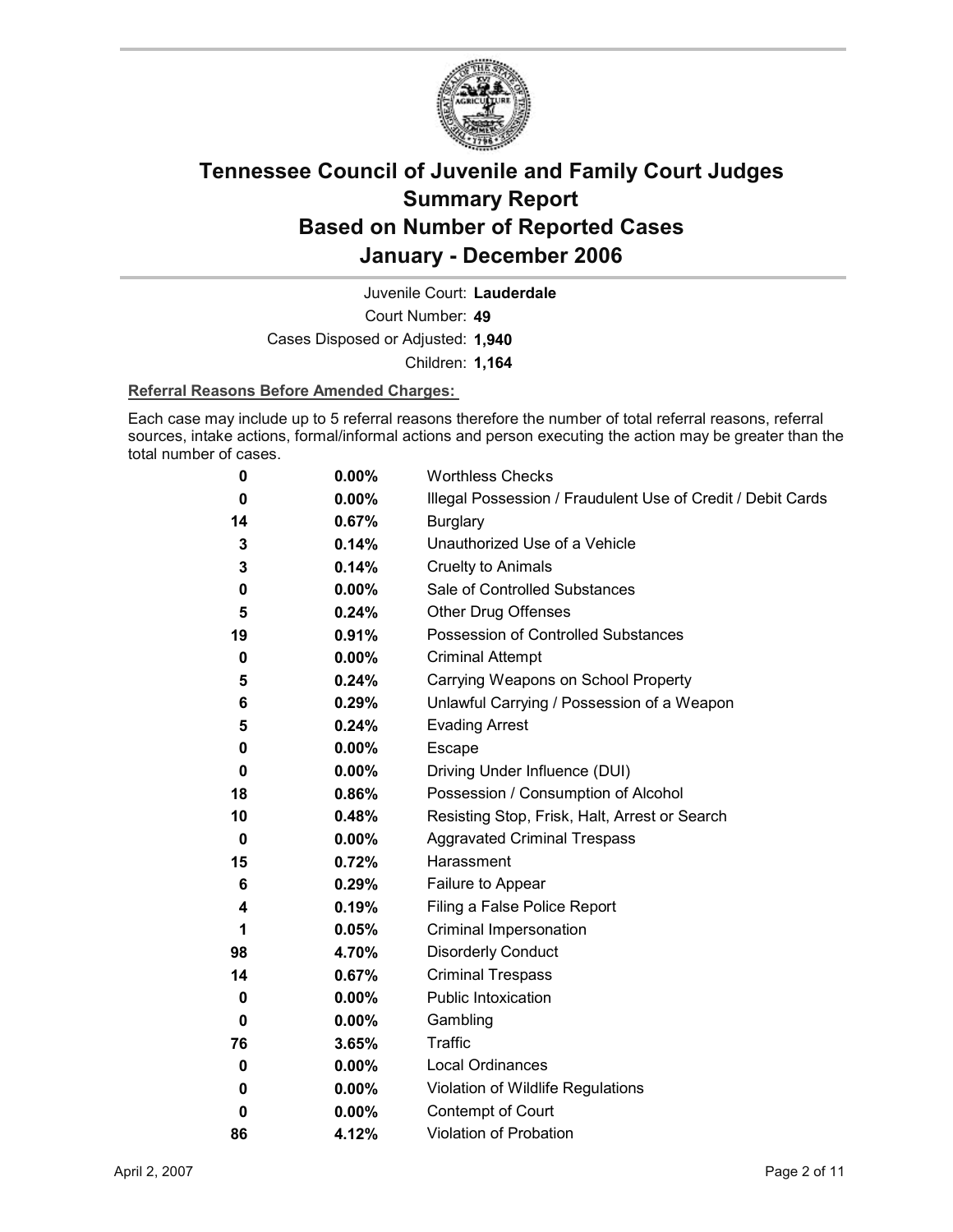# Tennessee Council of Juvenile and Family Court Judges
# Summary Report
# Based on Number of Reported Cases
# January - December 2006

Juvenile Court: **Lauderdale**

Court Number: **49**

Cases Disposed or Adjusted: **1,940**

Children: **1,164**

**Referral Reasons Before Amended Charges:**

Each case may include up to 5 referral reasons therefore the number of total referral reasons, referral sources, intake actions, formal/informal actions and person executing the action may be greater than the total number of cases.

| Count | Percent | Referral Reason |
|---|---|---|
| 0 | 0.00% | Worthless Checks |
| 0 | 0.00% | Illegal Possession / Fraudulent Use of Credit / Debit Cards |
| 14 | 0.67% | Burglary |
| 3 | 0.14% | Unauthorized Use of a Vehicle |
| 3 | 0.14% | Cruelty to Animals |
| 0 | 0.00% | Sale of Controlled Substances |
| 5 | 0.24% | Other Drug Offenses |
| 19 | 0.91% | Possession of Controlled Substances |
| 0 | 0.00% | Criminal Attempt |
| 5 | 0.24% | Carrying Weapons on School Property |
| 6 | 0.29% | Unlawful Carrying / Possession of a Weapon |
| 5 | 0.24% | Evading Arrest |
| 0 | 0.00% | Escape |
| 0 | 0.00% | Driving Under Influence (DUI) |
| 18 | 0.86% | Possession / Consumption of Alcohol |
| 10 | 0.48% | Resisting Stop, Frisk, Halt, Arrest or Search |
| 0 | 0.00% | Aggravated Criminal Trespass |
| 15 | 0.72% | Harassment |
| 6 | 0.29% | Failure to Appear |
| 4 | 0.19% | Filing a False Police Report |
| 1 | 0.05% | Criminal Impersonation |
| 98 | 4.70% | Disorderly Conduct |
| 14 | 0.67% | Criminal Trespass |
| 0 | 0.00% | Public Intoxication |
| 0 | 0.00% | Gambling |
| 76 | 3.65% | Traffic |
| 0 | 0.00% | Local Ordinances |
| 0 | 0.00% | Violation of Wildlife Regulations |
| 0 | 0.00% | Contempt of Court |
| 86 | 4.12% | Violation of Probation |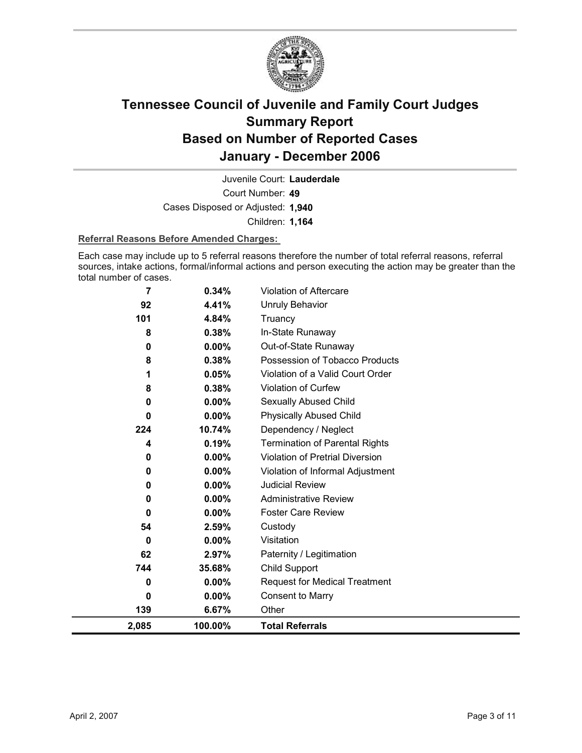# Tennessee Council of Juvenile and Family Court Judges
# Summary Report
# Based on Number of Reported Cases
# January - December 2006

Juvenile Court: **Lauderdale**

Court Number: **49**

Cases Disposed or Adjusted: **1,940**

Children: **1,164**

**Referral Reasons Before Amended Charges:**

Each case may include up to 5 referral reasons therefore the number of total referral reasons, referral sources, intake actions, formal/informal actions and person executing the action may be greater than the total number of cases.

| Count | Percent | Referral Reason |
|---|---|---|
| 7 | 0.34% | Violation of Aftercare |
| 92 | 4.41% | Unruly Behavior |
| 101 | 4.84% | Truancy |
| 8 | 0.38% | In-State Runaway |
| 0 | 0.00% | Out-of-State Runaway |
| 8 | 0.38% | Possession of Tobacco Products |
| 1 | 0.05% | Violation of a Valid Court Order |
| 8 | 0.38% | Violation of Curfew |
| 0 | 0.00% | Sexually Abused Child |
| 0 | 0.00% | Physically Abused Child |
| 224 | 10.74% | Dependency / Neglect |
| 4 | 0.19% | Termination of Parental Rights |
| 0 | 0.00% | Violation of Pretrial Diversion |
| 0 | 0.00% | Violation of Informal Adjustment |
| 0 | 0.00% | Judicial Review |
| 0 | 0.00% | Administrative Review |
| 0 | 0.00% | Foster Care Review |
| 54 | 2.59% | Custody |
| 0 | 0.00% | Visitation |
| 62 | 2.97% | Paternity / Legitimation |
| 744 | 35.68% | Child Support |
| 0 | 0.00% | Request for Medical Treatment |
| 0 | 0.00% | Consent to Marry |
| 139 | 6.67% | Other |
| **2,085** | **100.00%** | **Total Referrals** |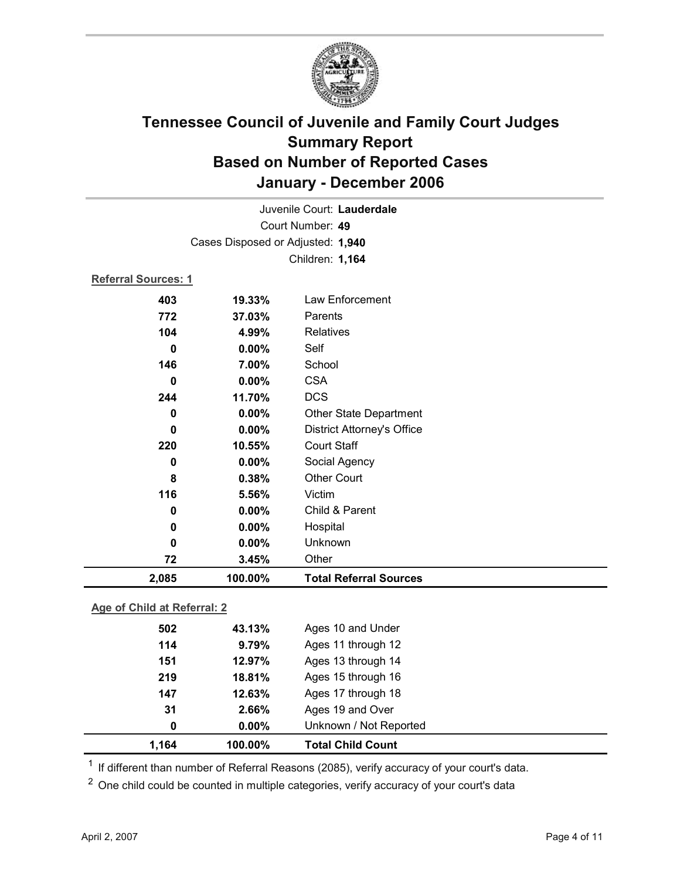# Tennessee Council of Juvenile and Family Court Judges
## Summary Report
## Based on Number of Reported Cases
## January - December 2006

Juvenile Court: **Lauderdale**

Court Number: **49**

Cases Disposed or Adjusted: **1,940**

Children: **1,164**

**Referral Sources: 1**

| Count | Percent | Source |
|---|---|---|
| 403 | 19.33% | Law Enforcement |
| 772 | 37.03% | Parents |
| 104 | 4.99% | Relatives |
| 0 | 0.00% | Self |
| 146 | 7.00% | School |
| 0 | 0.00% | CSA |
| 244 | 11.70% | DCS |
| 0 | 0.00% | Other State Department |
| 0 | 0.00% | District Attorney's Office |
| 220 | 10.55% | Court Staff |
| 0 | 0.00% | Social Agency |
| 8 | 0.38% | Other Court |
| 116 | 5.56% | Victim |
| 0 | 0.00% | Child & Parent |
| 0 | 0.00% | Hospital |
| 0 | 0.00% | Unknown |
| 72 | 3.45% | Other |
| **2,085** | **100.00%** | **Total Referral Sources** |

**Age of Child at Referral: 2**

| Count | Percent | Age |
|---|---|---|
| 502 | 43.13% | Ages 10 and Under |
| 114 | 9.79% | Ages 11 through 12 |
| 151 | 12.97% | Ages 13 through 14 |
| 219 | 18.81% | Ages 15 through 16 |
| 147 | 12.63% | Ages 17 through 18 |
| 31 | 2.66% | Ages 19 and Over |
| 0 | 0.00% | Unknown / Not Reported |
| **1,164** | **100.00%** | **Total Child Count** |

[1] If different than number of Referral Reasons (2085), verify accuracy of your court's data.

[2] One child could be counted in multiple categories, verify accuracy of your court's data

April 2, 2007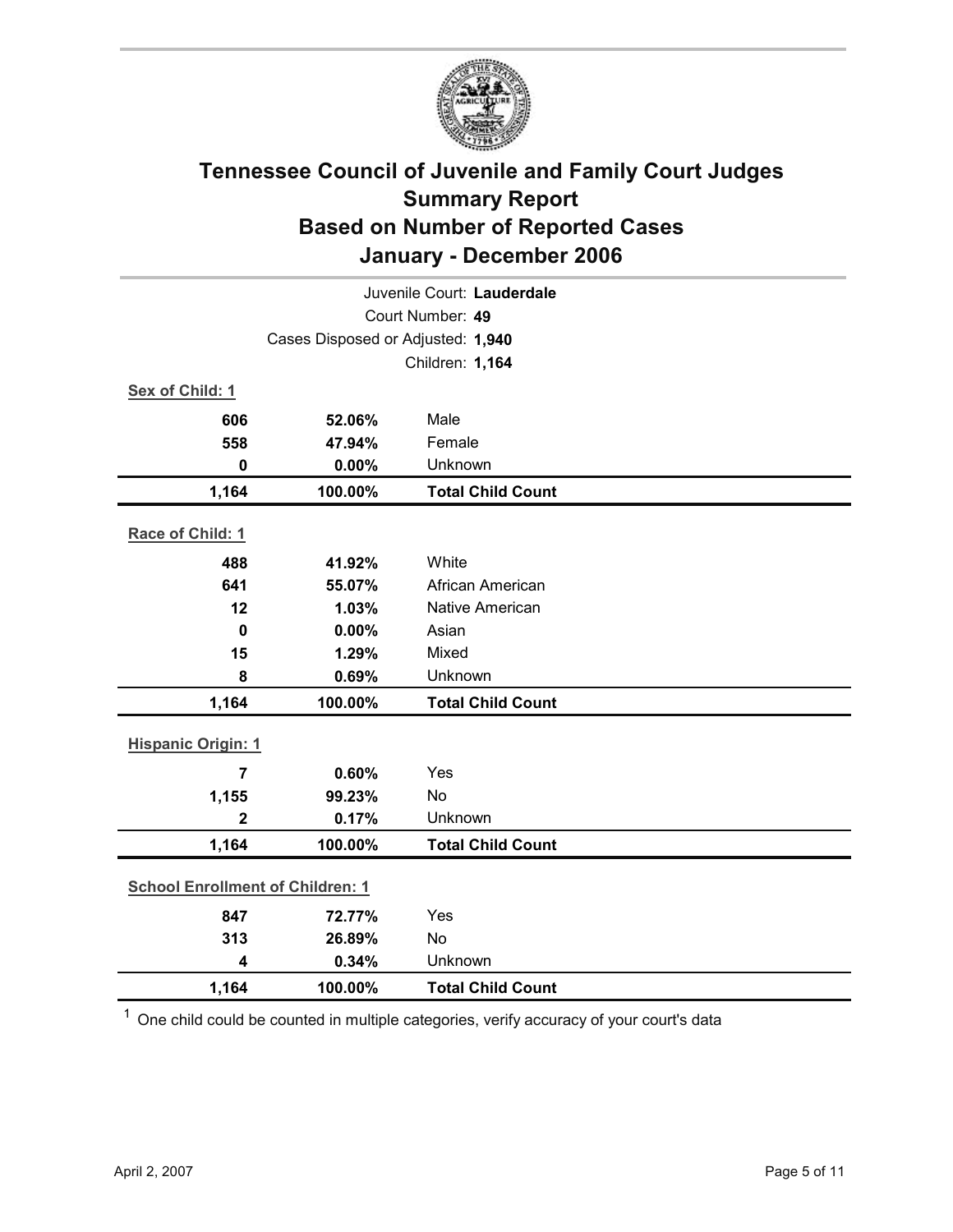# Tennessee Council of Juvenile and Family Court Judges
## Summary Report
## Based on Number of Reported Cases
## January - December 2006

Juvenile Court: **Lauderdale**
Court Number: **49**
Cases Disposed or Adjusted: **1,940**
Children: **1,164**

**Sex of Child: 1**

| | | |
|---|---|---|
| **606** | **52.06%** | Male |
| **558** | **47.94%** | Female |
| **0** | **0.00%** | Unknown |
| **1,164** | **100.00%** | **Total Child Count** |

**Race of Child: 1**

| | | |
|---|---|---|
| **488** | **41.92%** | White |
| **641** | **55.07%** | African American |
| **12** | **1.03%** | Native American |
| **0** | **0.00%** | Asian |
| **15** | **1.29%** | Mixed |
| **8** | **0.69%** | Unknown |
| **1,164** | **100.00%** | **Total Child Count** |

**Hispanic Origin: 1**

| | | |
|---|---|---|
| **7** | **0.60%** | Yes |
| **1,155** | **99.23%** | No |
| **2** | **0.17%** | Unknown |
| **1,164** | **100.00%** | **Total Child Count** |

**School Enrollment of Children: 1**

| | | |
|---|---|---|
| **847** | **72.77%** | Yes |
| **313** | **26.89%** | No |
| **4** | **0.34%** | Unknown |
| **1,164** | **100.00%** | **Total Child Count** |

[1] One child could be counted in multiple categories, verify accuracy of your court's data

April 2, 2007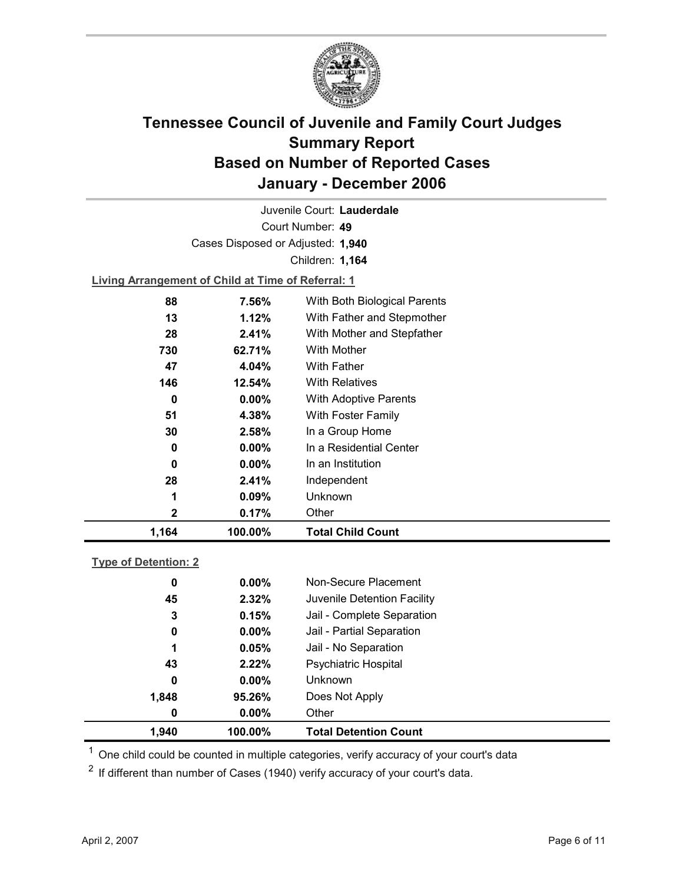# Tennessee Council of Juvenile and Family Court Judges
# Summary Report
# Based on Number of Reported Cases
# January - December 2006

Juvenile Court: **Lauderdale**

Court Number: **49**

Cases Disposed or Adjusted: **1,940**

Children: **1,164**

**Living Arrangement of Child at Time of Referral: 1**

| Count | Percent | Living Arrangement |
|---|---|---|
| 88 | 7.56% | With Both Biological Parents |
| 13 | 1.12% | With Father and Stepmother |
| 28 | 2.41% | With Mother and Stepfather |
| 730 | 62.71% | With Mother |
| 47 | 4.04% | With Father |
| 146 | 12.54% | With Relatives |
| 0 | 0.00% | With Adoptive Parents |
| 51 | 4.38% | With Foster Family |
| 30 | 2.58% | In a Group Home |
| 0 | 0.00% | In a Residential Center |
| 0 | 0.00% | In an Institution |
| 28 | 2.41% | Independent |
| 1 | 0.09% | Unknown |
| 2 | 0.17% | Other |
| **1,164** | **100.00%** | **Total Child Count** |

**Type of Detention: 2**

| Count | Percent | Type of Detention |
|---|---|---|
| 0 | 0.00% | Non-Secure Placement |
| 45 | 2.32% | Juvenile Detention Facility |
| 3 | 0.15% | Jail - Complete Separation |
| 0 | 0.00% | Jail - Partial Separation |
| 1 | 0.05% | Jail - No Separation |
| 43 | 2.22% | Psychiatric Hospital |
| 0 | 0.00% | Unknown |
| 1,848 | 95.26% | Does Not Apply |
| 0 | 0.00% | Other |
| **1,940** | **100.00%** | **Total Detention Count** |

[1] One child could be counted in multiple categories, verify accuracy of your court's data

[2] If different than number of Cases (1940) verify accuracy of your court's data.

April 2, 2007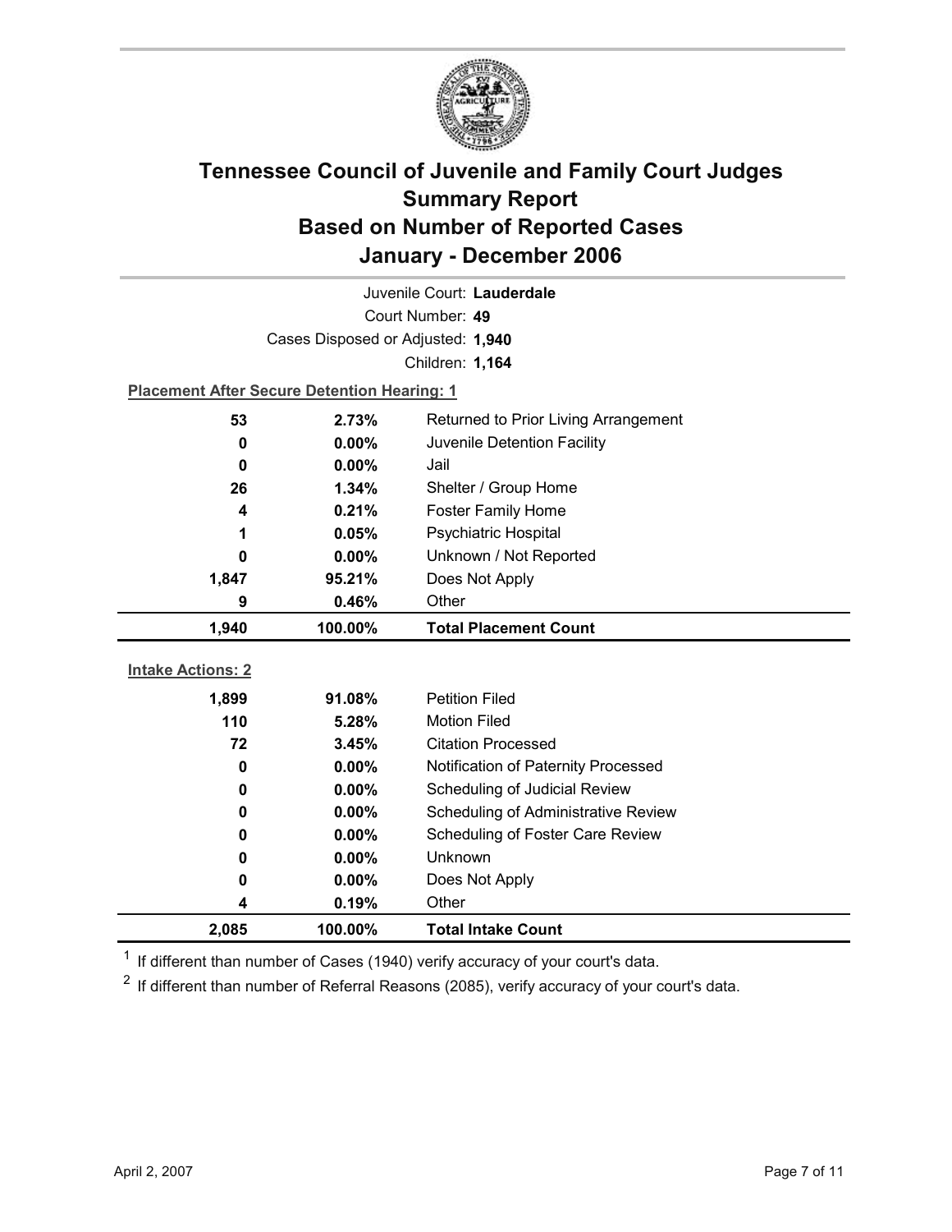# Tennessee Council of Juvenile and Family Court Judges
## Summary Report
## Based on Number of Reported Cases
## January - December 2006

Juvenile Court: **Lauderdale**

Court Number: **49**

Cases Disposed or Adjusted: **1,940**

Children: **1,164**

**Placement After Secure Detention Hearing: 1**

| Count | Percent | Placement |
|---|---|---|
| 53 | 2.73% | Returned to Prior Living Arrangement |
| 0 | 0.00% | Juvenile Detention Facility |
| 0 | 0.00% | Jail |
| 26 | 1.34% | Shelter / Group Home |
| 4 | 0.21% | Foster Family Home |
| 1 | 0.05% | Psychiatric Hospital |
| 0 | 0.00% | Unknown / Not Reported |
| 1,847 | 95.21% | Does Not Apply |
| 9 | 0.46% | Other |
| **1,940** | **100.00%** | **Total Placement Count** |

**Intake Actions: 2**

| Count | Percent | Intake Action |
|---|---|---|
| 1,899 | 91.08% | Petition Filed |
| 110 | 5.28% | Motion Filed |
| 72 | 3.45% | Citation Processed |
| 0 | 0.00% | Notification of Paternity Processed |
| 0 | 0.00% | Scheduling of Judicial Review |
| 0 | 0.00% | Scheduling of Administrative Review |
| 0 | 0.00% | Scheduling of Foster Care Review |
| 0 | 0.00% | Unknown |
| 0 | 0.00% | Does Not Apply |
| 4 | 0.19% | Other |
| **2,085** | **100.00%** | **Total Intake Count** |

[1] If different than number of Cases (1940) verify accuracy of your court's data.

[2] If different than number of Referral Reasons (2085), verify accuracy of your court's data.

April 2, 2007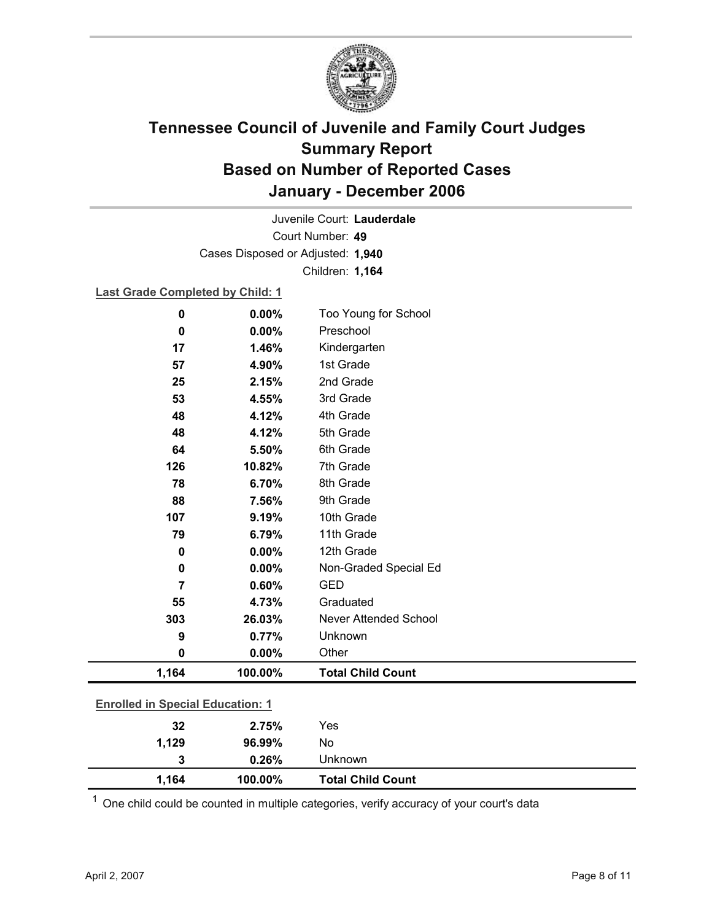# Tennessee Council of Juvenile and Family Court Judges
## Summary Report
## Based on Number of Reported Cases
## January - December 2006

Juvenile Court: **Lauderdale**

Court Number: **49**

Cases Disposed or Adjusted: **1,940**

Children: **1,164**

**Last Grade Completed by Child: 1**

| Count | Percent | Category |
|---|---|---|
| 0 | 0.00% | Too Young for School |
| 0 | 0.00% | Preschool |
| 17 | 1.46% | Kindergarten |
| 57 | 4.90% | 1st Grade |
| 25 | 2.15% | 2nd Grade |
| 53 | 4.55% | 3rd Grade |
| 48 | 4.12% | 4th Grade |
| 48 | 4.12% | 5th Grade |
| 64 | 5.50% | 6th Grade |
| 126 | 10.82% | 7th Grade |
| 78 | 6.70% | 8th Grade |
| 88 | 7.56% | 9th Grade |
| 107 | 9.19% | 10th Grade |
| 79 | 6.79% | 11th Grade |
| 0 | 0.00% | 12th Grade |
| 0 | 0.00% | Non-Graded Special Ed |
| 7 | 0.60% | GED |
| 55 | 4.73% | Graduated |
| 303 | 26.03% | Never Attended School |
| 9 | 0.77% | Unknown |
| 0 | 0.00% | Other |
| **1,164** | **100.00%** | **Total Child Count** |

**Enrolled in Special Education: 1**

| Count | Percent | Category |
|---|---|---|
| 32 | 2.75% | Yes |
| 1,129 | 96.99% | No |
| 3 | 0.26% | Unknown |
| **1,164** | **100.00%** | **Total Child Count** |

[1] One child could be counted in multiple categories, verify accuracy of your court's data

April 2, 2007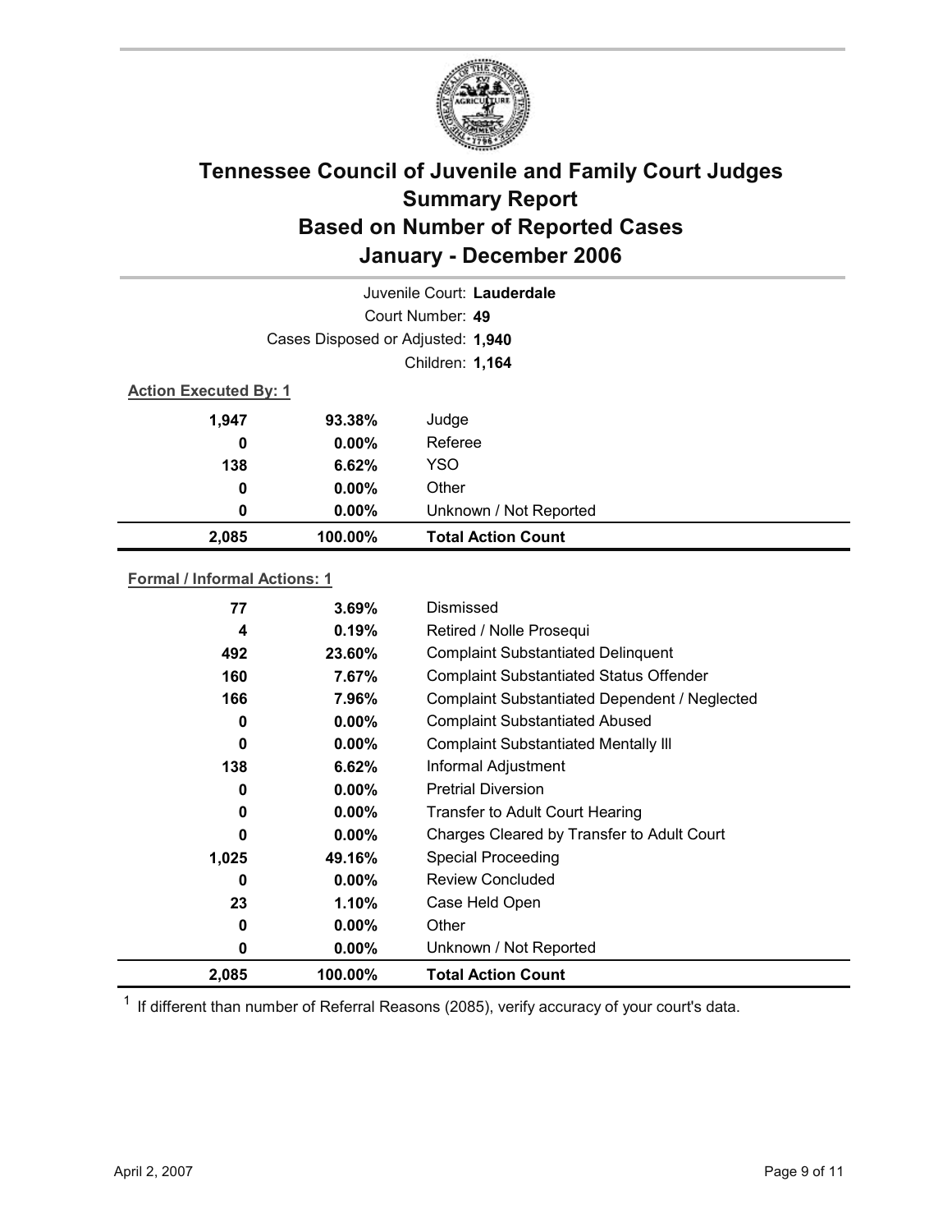# Tennessee Council of Juvenile and Family Court Judges
## Summary Report
## Based on Number of Reported Cases
## January - December 2006

Juvenile Court: **Lauderdale**

Court Number: **49**

Cases Disposed or Adjusted: **1,940**

Children: **1,164**

**Action Executed By: 1**

| | | |
|---|---|---|
| 1,947 | 93.38% | Judge |
| 0 | 0.00% | Referee |
| 138 | 6.62% | YSO |
| 0 | 0.00% | Other |
| 0 | 0.00% | Unknown / Not Reported |
| **2,085** | **100.00%** | **Total Action Count** |

**Formal / Informal Actions: 1**

| | | |
|---|---|---|
| 77 | 3.69% | Dismissed |
| 4 | 0.19% | Retired / Nolle Prosequi |
| 492 | 23.60% | Complaint Substantiated Delinquent |
| 160 | 7.67% | Complaint Substantiated Status Offender |
| 166 | 7.96% | Complaint Substantiated Dependent / Neglected |
| 0 | 0.00% | Complaint Substantiated Abused |
| 0 | 0.00% | Complaint Substantiated Mentally Ill |
| 138 | 6.62% | Informal Adjustment |
| 0 | 0.00% | Pretrial Diversion |
| 0 | 0.00% | Transfer to Adult Court Hearing |
| 0 | 0.00% | Charges Cleared by Transfer to Adult Court |
| 1,025 | 49.16% | Special Proceeding |
| 0 | 0.00% | Review Concluded |
| 23 | 1.10% | Case Held Open |
| 0 | 0.00% | Other |
| 0 | 0.00% | Unknown / Not Reported |
| **2,085** | **100.00%** | **Total Action Count** |

[1] If different than number of Referral Reasons (2085), verify accuracy of your court's data.

April 2, 2007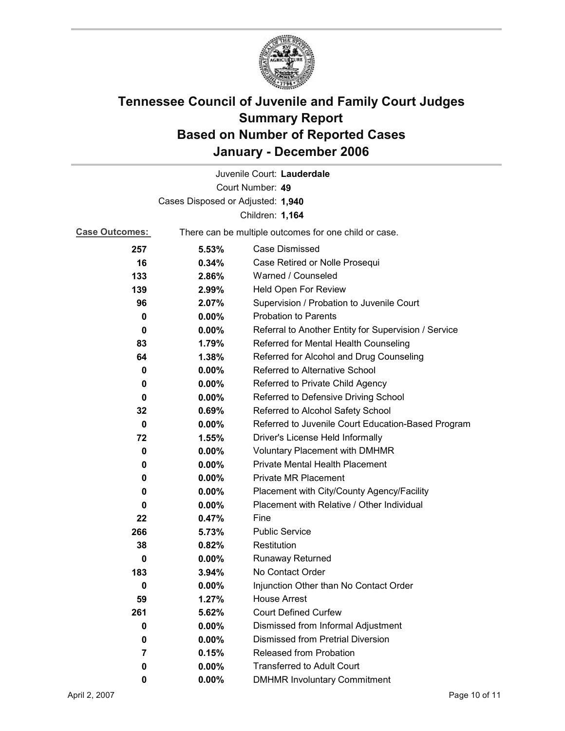# Tennessee Council of Juvenile and Family Court Judges Summary Report Based on Number of Reported Cases January - December 2006

Juvenile Court: **Lauderdale**

Court Number: **49**

Cases Disposed or Adjusted: **1,940**

Children: **1,164**

**Case Outcomes:** There can be multiple outcomes for one child or case.

| | | |
|---|---|---|
| 257 | 5.53% | Case Dismissed |
| 16 | 0.34% | Case Retired or Nolle Prosequi |
| 133 | 2.86% | Warned / Counseled |
| 139 | 2.99% | Held Open For Review |
| 96 | 2.07% | Supervision / Probation to Juvenile Court |
| 0 | 0.00% | Probation to Parents |
| 0 | 0.00% | Referral to Another Entity for Supervision / Service |
| 83 | 1.79% | Referred for Mental Health Counseling |
| 64 | 1.38% | Referred for Alcohol and Drug Counseling |
| 0 | 0.00% | Referred to Alternative School |
| 0 | 0.00% | Referred to Private Child Agency |
| 0 | 0.00% | Referred to Defensive Driving School |
| 32 | 0.69% | Referred to Alcohol Safety School |
| 0 | 0.00% | Referred to Juvenile Court Education-Based Program |
| 72 | 1.55% | Driver's License Held Informally |
| 0 | 0.00% | Voluntary Placement with DMHMR |
| 0 | 0.00% | Private Mental Health Placement |
| 0 | 0.00% | Private MR Placement |
| 0 | 0.00% | Placement with City/County Agency/Facility |
| 0 | 0.00% | Placement with Relative / Other Individual |
| 22 | 0.47% | Fine |
| 266 | 5.73% | Public Service |
| 38 | 0.82% | Restitution |
| 0 | 0.00% | Runaway Returned |
| 183 | 3.94% | No Contact Order |
| 0 | 0.00% | Injunction Other than No Contact Order |
| 59 | 1.27% | House Arrest |
| 261 | 5.62% | Court Defined Curfew |
| 0 | 0.00% | Dismissed from Informal Adjustment |
| 0 | 0.00% | Dismissed from Pretrial Diversion |
| 7 | 0.15% | Released from Probation |
| 0 | 0.00% | Transferred to Adult Court |
| 0 | 0.00% | DMHMR Involuntary Commitment |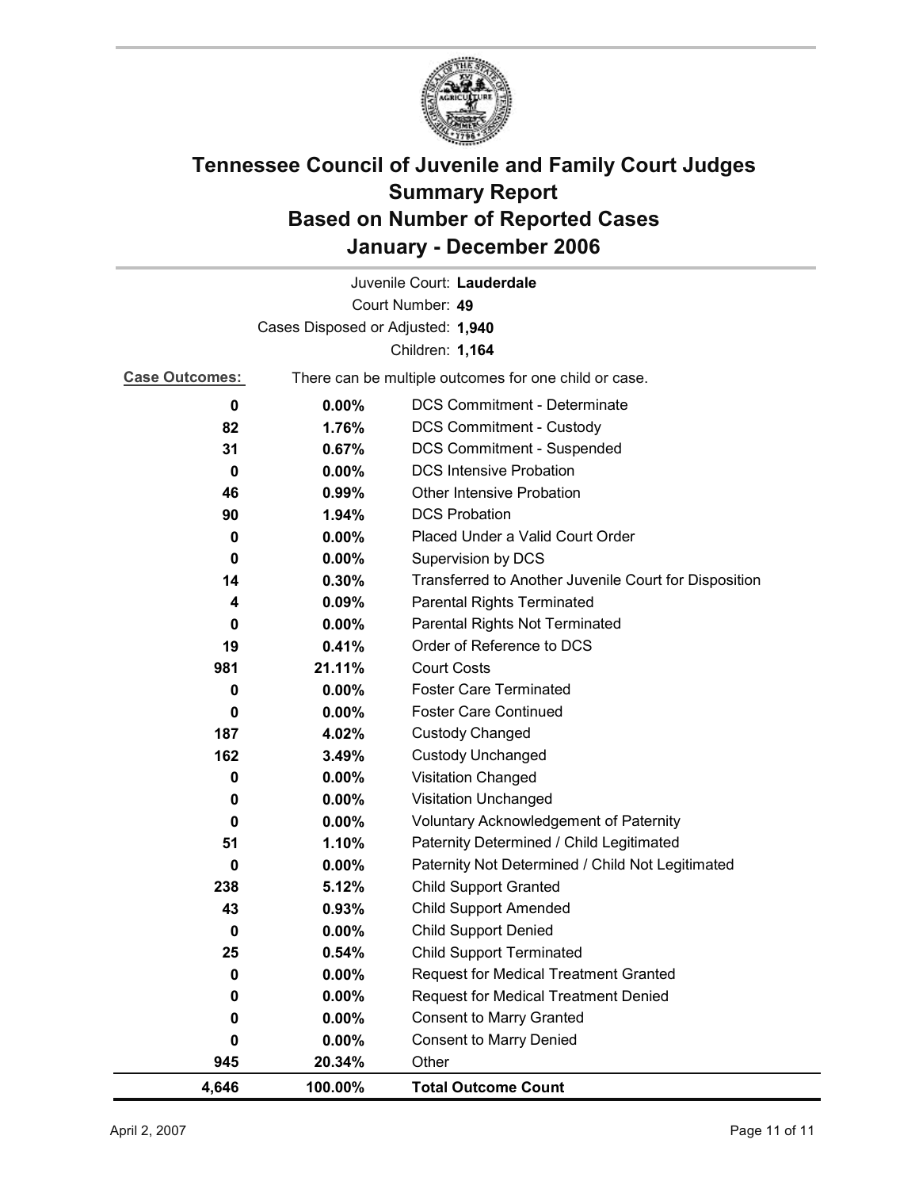# Tennessee Council of Juvenile and Family Court Judges
# Summary Report
# Based on Number of Reported Cases
# January - December 2006

Juvenile Court: **Lauderdale**

Court Number: **49**

Cases Disposed or Adjusted: **1,940**

Children: **1,164**

**Case Outcomes:** There can be multiple outcomes for one child or case.

| | | |
|---|---|---|
| **0** | **0.00%** | DCS Commitment - Determinate |
| **82** | **1.76%** | DCS Commitment - Custody |
| **31** | **0.67%** | DCS Commitment - Suspended |
| **0** | **0.00%** | DCS Intensive Probation |
| **46** | **0.99%** | Other Intensive Probation |
| **90** | **1.94%** | DCS Probation |
| **0** | **0.00%** | Placed Under a Valid Court Order |
| **0** | **0.00%** | Supervision by DCS |
| **14** | **0.30%** | Transferred to Another Juvenile Court for Disposition |
| **4** | **0.09%** | Parental Rights Terminated |
| **0** | **0.00%** | Parental Rights Not Terminated |
| **19** | **0.41%** | Order of Reference to DCS |
| **981** | **21.11%** | Court Costs |
| **0** | **0.00%** | Foster Care Terminated |
| **0** | **0.00%** | Foster Care Continued |
| **187** | **4.02%** | Custody Changed |
| **162** | **3.49%** | Custody Unchanged |
| **0** | **0.00%** | Visitation Changed |
| **0** | **0.00%** | Visitation Unchanged |
| **0** | **0.00%** | Voluntary Acknowledgement of Paternity |
| **51** | **1.10%** | Paternity Determined / Child Legitimated |
| **0** | **0.00%** | Paternity Not Determined / Child Not Legitimated |
| **238** | **5.12%** | Child Support Granted |
| **43** | **0.93%** | Child Support Amended |
| **0** | **0.00%** | Child Support Denied |
| **25** | **0.54%** | Child Support Terminated |
| **0** | **0.00%** | Request for Medical Treatment Granted |
| **0** | **0.00%** | Request for Medical Treatment Denied |
| **0** | **0.00%** | Consent to Marry Granted |
| **0** | **0.00%** | Consent to Marry Denied |
| **945** | **20.34%** | Other |
| **4,646** | **100.00%** | **Total Outcome Count** |

April 2, 2007